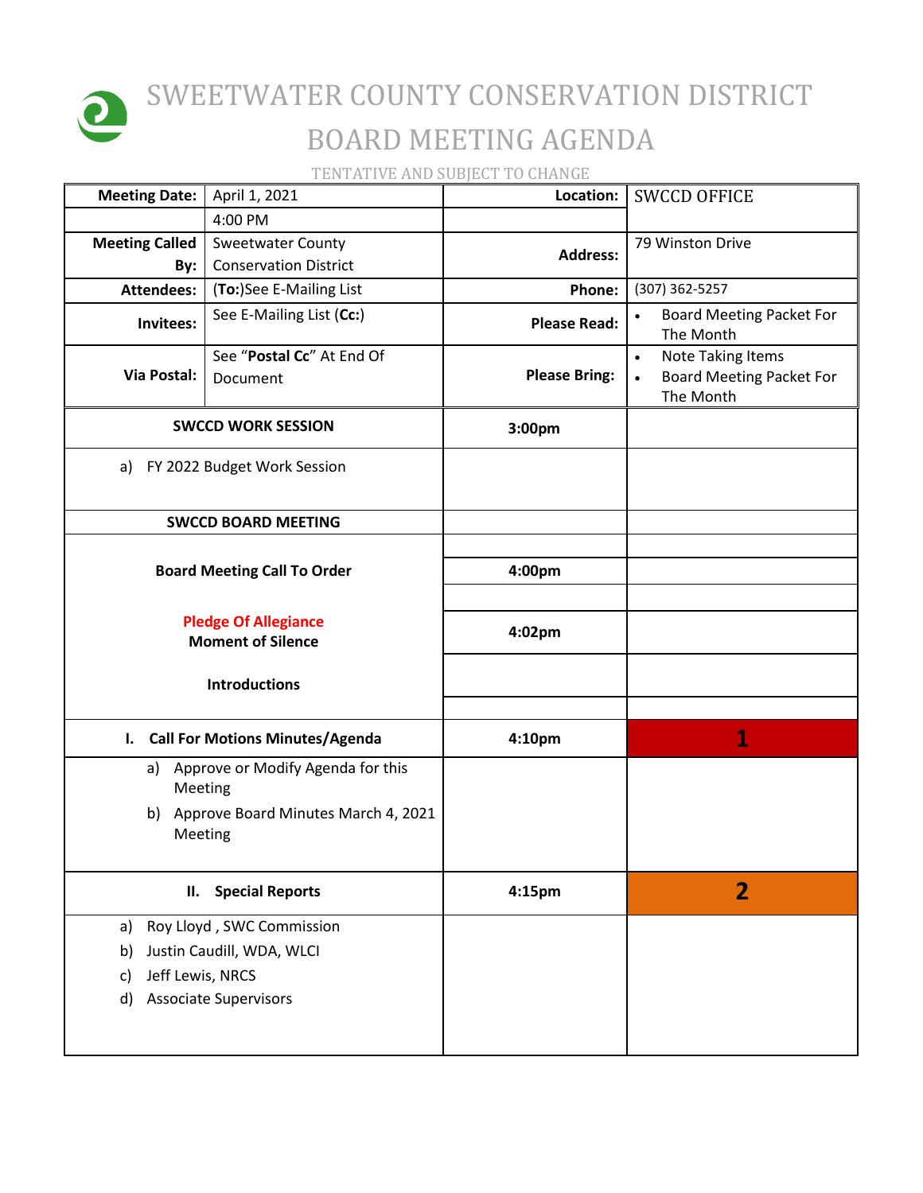# SWEETWATER COUNTY CONSERVATION DISTRICT

# BOARD MEETING AGENDA

TENTATIVE AND SUBJECT TO CHANGE

| **Meeting Date:** | April 1, 2021 | **Location:** | SWCCD OFFICE |
|---|---|---|---|
| | 4:00 PM | | |
| **Meeting Called By:** | Sweetwater County Conservation District | **Address:** | 79 Winston Drive |
| **Attendees:** | (**To:**)See E-Mailing List | **Phone:** | (307) 362-5257 |
| **Invitees:** | See E-Mailing List (**Cc:**) | **Please Read:** | • Board Meeting Packet For The Month |
| **Via Postal:** | See "**Postal Cc**" At End Of Document | **Please Bring:** | • Note Taking Items<br>• Board Meeting Packet For The Month |

| **SWCCD WORK SESSION** | **3:00pm** | |
|---|---|---|
| a) FY 2022 Budget Work Session | | |
| **SWCCD BOARD MEETING** | | |
| **Board Meeting Call To Order** | **4:00pm** | |
| **Pledge Of Allegiance**<br>**Moment of Silence** | **4:02pm** | |
| **Introductions** | | |
| **I. Call For Motions Minutes/Agenda** | **4:10pm** | **1** |
| a) Approve or Modify Agenda for this Meeting<br>b) Approve Board Minutes March 4, 2021 Meeting | | |
| **II. Special Reports** | **4:15pm** | **2** |
| a) Roy Lloyd , SWC Commission<br>b) Justin Caudill, WDA, WLCI<br>c) Jeff Lewis, NRCS<br>d) Associate Supervisors | | |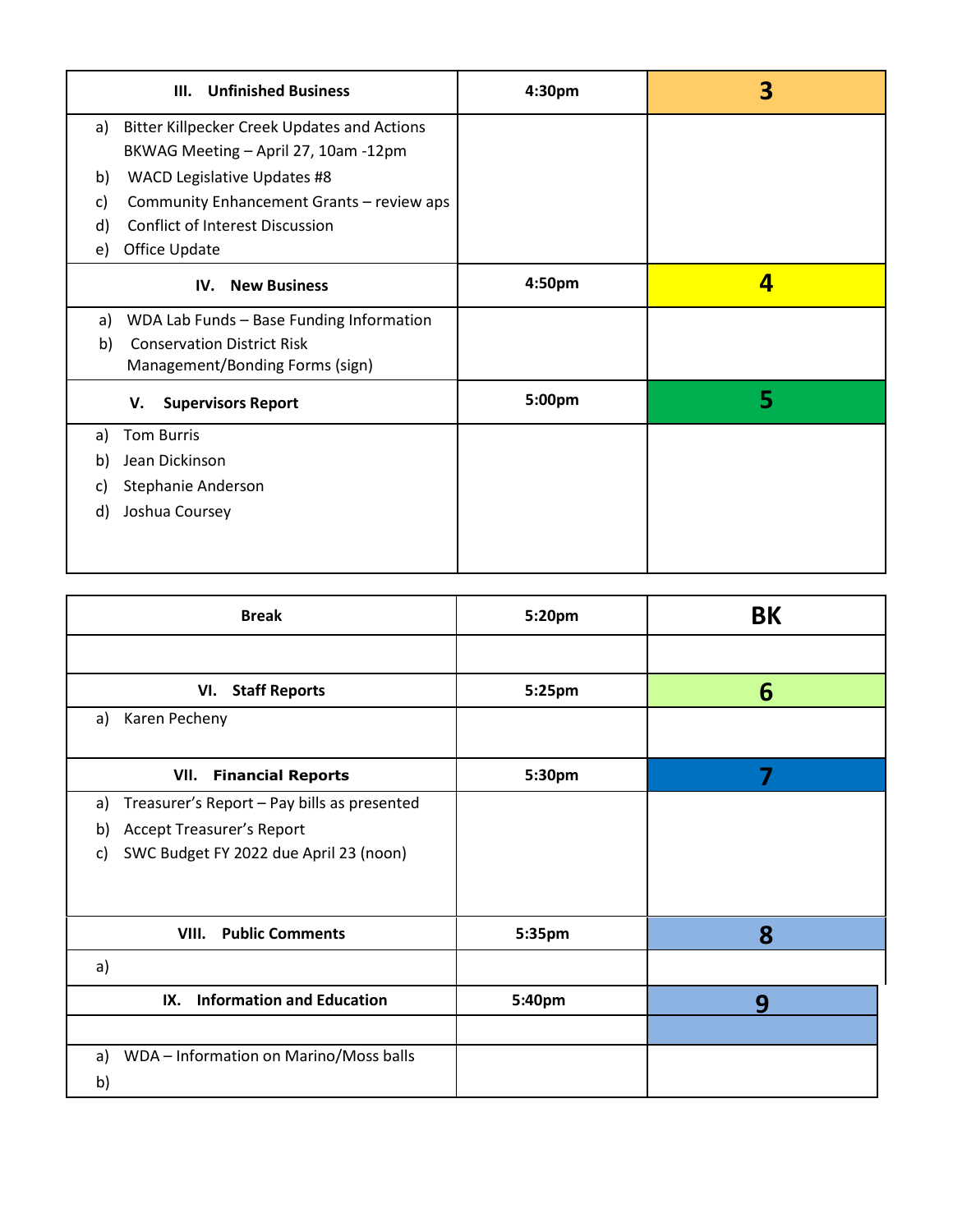| III. Unfinished Business | 4:30pm | 3 |
| --- | --- | --- |
| a) Bitter Killpecker Creek Updates and Actions<br>BKWAG Meeting – April 27, 10am -12pm<br>b) WACD Legislative Updates #8<br>c) Community Enhancement Grants – review aps<br>d) Conflict of Interest Discussion<br>e) Office Update | | |
| **IV. New Business** | **4:50pm** | **4** |
| a) WDA Lab Funds – Base Funding Information<br>b) Conservation District Risk Management/Bonding Forms (sign) | | |
| **V. Supervisors Report** | **5:00pm** | **5** |
| a) Tom Burris<br>b) Jean Dickinson<br>c) Stephanie Anderson<br>d) Joshua Coursey | | |

| Break | 5:20pm | BK |
| --- | --- | --- |
| | | |
| **VI. Staff Reports** | **5:25pm** | **6** |
| a) Karen Pecheny | | |
| **VII. Financial Reports** | **5:30pm** | **7** |
| a) Treasurer's Report – Pay bills as presented<br>b) Accept Treasurer's Report<br>c) SWC Budget FY 2022 due April 23 (noon) | | |
| **VIII. Public Comments** | **5:35pm** | **8** |
| a) | | |
| **IX. Information and Education** | **5:40pm** | **9** |
| | | |
| a) WDA – Information on Marino/Moss balls<br>b) | | |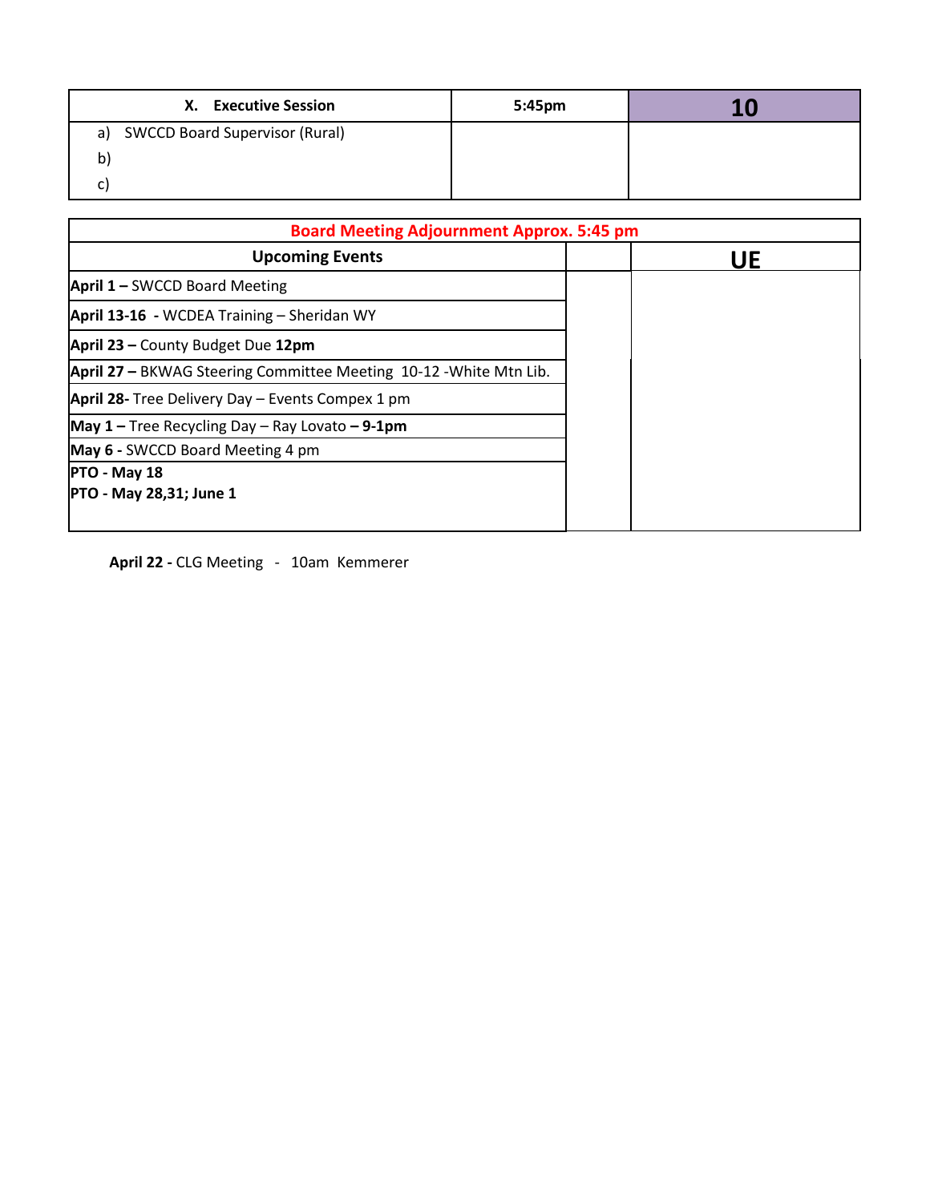| X. Executive Session | 5:45pm | 10 |
|---|---|---|
| a) SWCCD Board Supervisor (Rural) | | |
| b) | | |
| c) | | |

| Board Meeting Adjournment Approx. 5:45 pm | | |
|---|---|---|
| **Upcoming Events** | | **UE** |
| **April 1 –** SWCCD Board Meeting | | |
| **April 13-16 -** WCDEA Training – Sheridan WY | | |
| **April 23 –** County Budget Due **12pm** | | |
| **April 27 –** BKWAG Steering Committee Meeting 10-12 -White Mtn Lib. | | |
| **April 28-** Tree Delivery Day – Events Compex 1 pm | | |
| **May 1 –** Tree Recycling Day – Ray Lovato **– 9-1pm** | | |
| **May 6 -** SWCCD Board Meeting 4 pm | | |
| **PTO - May 18**<br>**PTO - May 28,31; June 1** | | |

**April 22 -** CLG Meeting - 10am Kemmerer